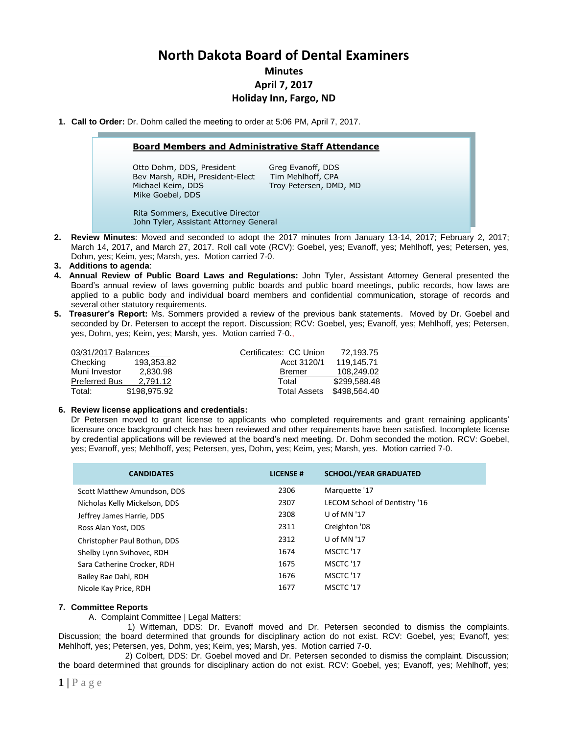# North Dakota Board of Dental Examiners

## Minutes
## April 7, 2017
## Holiday Inn, Fargo, ND

1. **Call to Order:** Dr. Dohm called the meeting to order at 5:06 PM, April 7, 2017.

**Board Members and Administrative Staff Attendance**

Otto Dohm, DDS, President
Bev Marsh, RDH, President-Elect
Michael Keim, DDS
Mike Goebel, DDS
Greg Evanoff, DDS
Tim Mehlhoff, CPA
Troy Petersen, DMD, MD

Rita Sommers, Executive Director
John Tyler, Assistant Attorney General

2. **Review Minutes**: Moved and seconded to adopt the 2017 minutes from January 13-14, 2017; February 2, 2017; March 14, 2017, and March 27, 2017. Roll call vote (RCV): Goebel, yes; Evanoff, yes; Mehlhoff, yes; Petersen, yes, Dohm, yes; Keim, yes; Marsh, yes. Motion carried 7-0.
3. **Additions to agenda**:
4. **Annual Review of Public Board Laws and Regulations:** John Tyler, Assistant Attorney General presented the Board's annual review of laws governing public boards and public board meetings, public records, how laws are applied to a public body and individual board members and confidential communication, storage of records and several other statutory requirements.
5. **Treasurer's Report:** Ms. Sommers provided a review of the previous bank statements. Moved by Dr. Goebel and seconded by Dr. Petersen to accept the report. Discussion; RCV: Goebel, yes; Evanoff, yes; Mehlhoff, yes; Petersen, yes, Dohm, yes; Keim, yes; Marsh, yes. Motion carried 7-0.,

| 03/31/2017 Balances | | Certificates: CC Union | 72,193.75 |
|---|---|---|---|
| Checking | 193,353.82 | Acct 3120/1 | 119,145.71 |
| Muni Investor | 2,830.98 | Bremer | 108,249.02 |
| Preferred Bus | 2,791.12 | Total | $299,588.48 |
| Total: | $198,975.92 | Total Assets | $498,564.40 |

6. **Review license applications and credentials:**
Dr Petersen moved to grant license to applicants who completed requirements and grant remaining applicants' licensure once background check has been reviewed and other requirements have been satisfied. Incomplete license by credential applications will be reviewed at the board's next meeting. Dr. Dohm seconded the motion. RCV: Goebel, yes; Evanoff, yes; Mehlhoff, yes; Petersen, yes, Dohm, yes; Keim, yes; Marsh, yes. Motion carried 7-0.

| CANDIDATES | LICENSE # | SCHOOL/YEAR GRADUATED |
|---|---|---|
| Scott Matthew Amundson, DDS | 2306 | Marquette '17 |
| Nicholas Kelly Mickelson, DDS | 2307 | LECOM School of Dentistry '16 |
| Jeffrey James Harrie, DDS | 2308 | U of MN '17 |
| Ross Alan Yost, DDS | 2311 | Creighton '08 |
| Christopher Paul Bothun, DDS | 2312 | U of MN '17 |
| Shelby Lynn Svihovec, RDH | 1674 | MSCTC '17 |
| Sara Catherine Crocker, RDH | 1675 | MSCTC '17 |
| Bailey Rae Dahl, RDH | 1676 | MSCTC '17 |
| Nicole Kay Price, RDH | 1677 | MSCTC '17 |

7. **Committee Reports**

A. Complaint Committee | Legal Matters:

1) Witteman, DDS: Dr. Evanoff moved and Dr. Petersen seconded to dismiss the complaints. Discussion; the board determined that grounds for disciplinary action do not exist. RCV: Goebel, yes; Evanoff, yes; Mehlhoff, yes; Petersen, yes, Dohm, yes; Keim, yes; Marsh, yes. Motion carried 7-0.

2) Colbert, DDS: Dr. Goebel moved and Dr. Petersen seconded to dismiss the complaint. Discussion; the board determined that grounds for disciplinary action do not exist. RCV: Goebel, yes; Evanoff, yes; Mehlhoff, yes;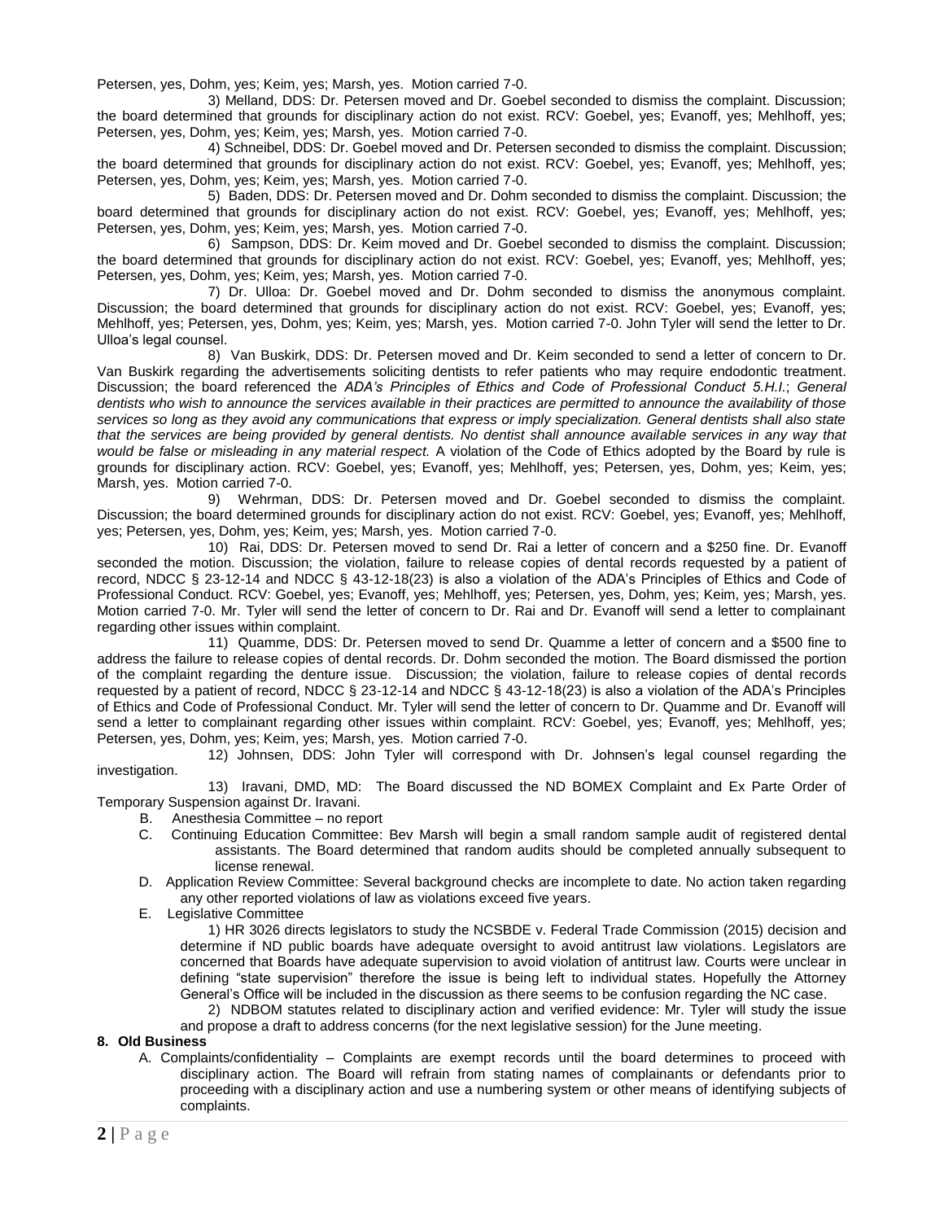Petersen, yes, Dohm, yes; Keim, yes; Marsh, yes. Motion carried 7-0.

3) Melland, DDS: Dr. Petersen moved and Dr. Goebel seconded to dismiss the complaint. Discussion; the board determined that grounds for disciplinary action do not exist. RCV: Goebel, yes; Evanoff, yes; Mehlhoff, yes; Petersen, yes, Dohm, yes; Keim, yes; Marsh, yes. Motion carried 7-0.

4) Schneibel, DDS: Dr. Goebel moved and Dr. Petersen seconded to dismiss the complaint. Discussion; the board determined that grounds for disciplinary action do not exist. RCV: Goebel, yes; Evanoff, yes; Mehlhoff, yes; Petersen, yes, Dohm, yes; Keim, yes; Marsh, yes. Motion carried 7-0.

5) Baden, DDS: Dr. Petersen moved and Dr. Dohm seconded to dismiss the complaint. Discussion; the board determined that grounds for disciplinary action do not exist. RCV: Goebel, yes; Evanoff, yes; Mehlhoff, yes; Petersen, yes, Dohm, yes; Keim, yes; Marsh, yes. Motion carried 7-0.

6) Sampson, DDS: Dr. Keim moved and Dr. Goebel seconded to dismiss the complaint. Discussion; the board determined that grounds for disciplinary action do not exist. RCV: Goebel, yes; Evanoff, yes; Mehlhoff, yes; Petersen, yes, Dohm, yes; Keim, yes; Marsh, yes. Motion carried 7-0.

7) Dr. Ulloa: Dr. Goebel moved and Dr. Dohm seconded to dismiss the anonymous complaint. Discussion; the board determined that grounds for disciplinary action do not exist. RCV: Goebel, yes; Evanoff, yes; Mehlhoff, yes; Petersen, yes, Dohm, yes; Keim, yes; Marsh, yes. Motion carried 7-0. John Tyler will send the letter to Dr. Ulloa's legal counsel.

8) Van Buskirk, DDS: Dr. Petersen moved and Dr. Keim seconded to send a letter of concern to Dr. Van Buskirk regarding the advertisements soliciting dentists to refer patients who may require endodontic treatment. Discussion; the board referenced the *ADA's Principles of Ethics and Code of Professional Conduct 5.H.I.*; *General dentists who wish to announce the services available in their practices are permitted to announce the availability of those services so long as they avoid any communications that express or imply specialization. General dentists shall also state that the services are being provided by general dentists. No dentist shall announce available services in any way that would be false or misleading in any material respect.* A violation of the Code of Ethics adopted by the Board by rule is grounds for disciplinary action. RCV: Goebel, yes; Evanoff, yes; Mehlhoff, yes; Petersen, yes, Dohm, yes; Keim, yes; Marsh, yes. Motion carried 7-0.

9) Wehrman, DDS: Dr. Petersen moved and Dr. Goebel seconded to dismiss the complaint. Discussion; the board determined grounds for disciplinary action do not exist. RCV: Goebel, yes; Evanoff, yes; Mehlhoff, yes; Petersen, yes, Dohm, yes; Keim, yes; Marsh, yes. Motion carried 7-0.

10) Rai, DDS: Dr. Petersen moved to send Dr. Rai a letter of concern and a $250 fine. Dr. Evanoff seconded the motion. Discussion; the violation, failure to release copies of dental records requested by a patient of record, NDCC § 23-12-14 and NDCC § 43-12-18(23) is also a violation of the ADA's Principles of Ethics and Code of Professional Conduct. RCV: Goebel, yes; Evanoff, yes; Mehlhoff, yes; Petersen, yes, Dohm, yes; Keim, yes; Marsh, yes. Motion carried 7-0. Mr. Tyler will send the letter of concern to Dr. Rai and Dr. Evanoff will send a letter to complainant regarding other issues within complaint.

11) Quamme, DDS: Dr. Petersen moved to send Dr. Quamme a letter of concern and a $500 fine to address the failure to release copies of dental records. Dr. Dohm seconded the motion. The Board dismissed the portion of the complaint regarding the denture issue. Discussion; the violation, failure to release copies of dental records requested by a patient of record, NDCC § 23-12-14 and NDCC § 43-12-18(23) is also a violation of the ADA's Principles of Ethics and Code of Professional Conduct. Mr. Tyler will send the letter of concern to Dr. Quamme and Dr. Evanoff will send a letter to complainant regarding other issues within complaint. RCV: Goebel, yes; Evanoff, yes; Mehlhoff, yes; Petersen, yes, Dohm, yes; Keim, yes; Marsh, yes. Motion carried 7-0.

12) Johnsen, DDS: John Tyler will correspond with Dr. Johnsen's legal counsel regarding the investigation.

13) Iravani, DMD, MD: The Board discussed the ND BOMEX Complaint and Ex Parte Order of Temporary Suspension against Dr. Iravani.

B. Anesthesia Committee – no report

C. Continuing Education Committee: Bev Marsh will begin a small random sample audit of registered dental assistants. The Board determined that random audits should be completed annually subsequent to license renewal.

D. Application Review Committee: Several background checks are incomplete to date. No action taken regarding any other reported violations of law as violations exceed five years.

E. Legislative Committee

1) HR 3026 directs legislators to study the NCSBDE v. Federal Trade Commission (2015) decision and determine if ND public boards have adequate oversight to avoid antitrust law violations. Legislators are concerned that Boards have adequate supervision to avoid violation of antitrust law. Courts were unclear in defining "state supervision" therefore the issue is being left to individual states. Hopefully the Attorney General's Office will be included in the discussion as there seems to be confusion regarding the NC case.

2) NDBOM statutes related to disciplinary action and verified evidence: Mr. Tyler will study the issue and propose a draft to address concerns (for the next legislative session) for the June meeting.

## 8. Old Business

A. Complaints/confidentiality – Complaints are exempt records until the board determines to proceed with disciplinary action. The Board will refrain from stating names of complainants or defendants prior to proceeding with a disciplinary action and use a numbering system or other means of identifying subjects of complaints.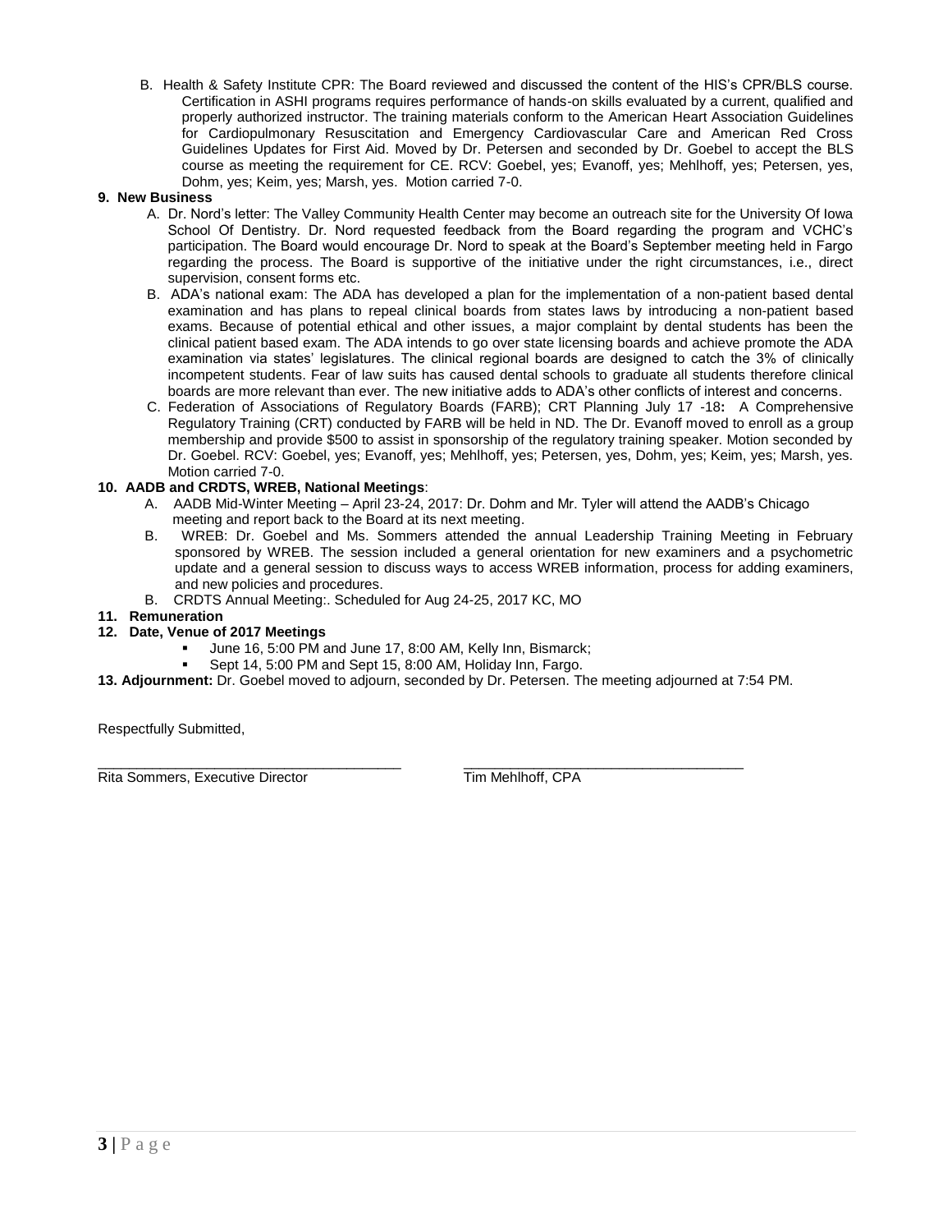B. Health & Safety Institute CPR: The Board reviewed and discussed the content of the HIS's CPR/BLS course. Certification in ASHI programs requires performance of hands-on skills evaluated by a current, qualified and properly authorized instructor. The training materials conform to the American Heart Association Guidelines for Cardiopulmonary Resuscitation and Emergency Cardiovascular Care and American Red Cross Guidelines Updates for First Aid. Moved by Dr. Petersen and seconded by Dr. Goebel to accept the BLS course as meeting the requirement for CE. RCV: Goebel, yes; Evanoff, yes; Mehlhoff, yes; Petersen, yes, Dohm, yes; Keim, yes; Marsh, yes. Motion carried 7-0.

**9. New Business**

A. Dr. Nord's letter: The Valley Community Health Center may become an outreach site for the University Of Iowa School Of Dentistry. Dr. Nord requested feedback from the Board regarding the program and VCHC's participation. The Board would encourage Dr. Nord to speak at the Board's September meeting held in Fargo regarding the process. The Board is supportive of the initiative under the right circumstances, i.e., direct supervision, consent forms etc.

B. ADA's national exam: The ADA has developed a plan for the implementation of a non-patient based dental examination and has plans to repeal clinical boards from states laws by introducing a non-patient based exams. Because of potential ethical and other issues, a major complaint by dental students has been the clinical patient based exam. The ADA intends to go over state licensing boards and achieve promote the ADA examination via states' legislatures. The clinical regional boards are designed to catch the 3% of clinically incompetent students. Fear of law suits has caused dental schools to graduate all students therefore clinical boards are more relevant than ever. The new initiative adds to ADA's other conflicts of interest and concerns.

C. Federation of Associations of Regulatory Boards (FARB); CRT Planning July 17 -18**:** A Comprehensive Regulatory Training (CRT) conducted by FARB will be held in ND. The Dr. Evanoff moved to enroll as a group membership and provide $500 to assist in sponsorship of the regulatory training speaker. Motion seconded by Dr. Goebel. RCV: Goebel, yes; Evanoff, yes; Mehlhoff, yes; Petersen, yes, Dohm, yes; Keim, yes; Marsh, yes. Motion carried 7-0.

**10. AADB and CRDTS, WREB, National Meetings**:

A. AADB Mid-Winter Meeting – April 23-24, 2017: Dr. Dohm and Mr. Tyler will attend the AADB's Chicago meeting and report back to the Board at its next meeting.

B. WREB: Dr. Goebel and Ms. Sommers attended the annual Leadership Training Meeting in February sponsored by WREB. The session included a general orientation for new examiners and a psychometric update and a general session to discuss ways to access WREB information, process for adding examiners, and new policies and procedures.

B. CRDTS Annual Meeting:. Scheduled for Aug 24-25, 2017 KC, MO

**11. Remuneration**

**12. Date, Venue of 2017 Meetings**

- June 16, 5:00 PM and June 17, 8:00 AM, Kelly Inn, Bismarck;
- Sept 14, 5:00 PM and Sept 15, 8:00 AM, Holiday Inn, Fargo.

**13. Adjournment:** Dr. Goebel moved to adjourn, seconded by Dr. Petersen. The meeting adjourned at 7:54 PM.

Respectfully Submitted,

_______________________________________ _____________________________________

Rita Sommers, Executive Director Tim Mehlhoff, CPA